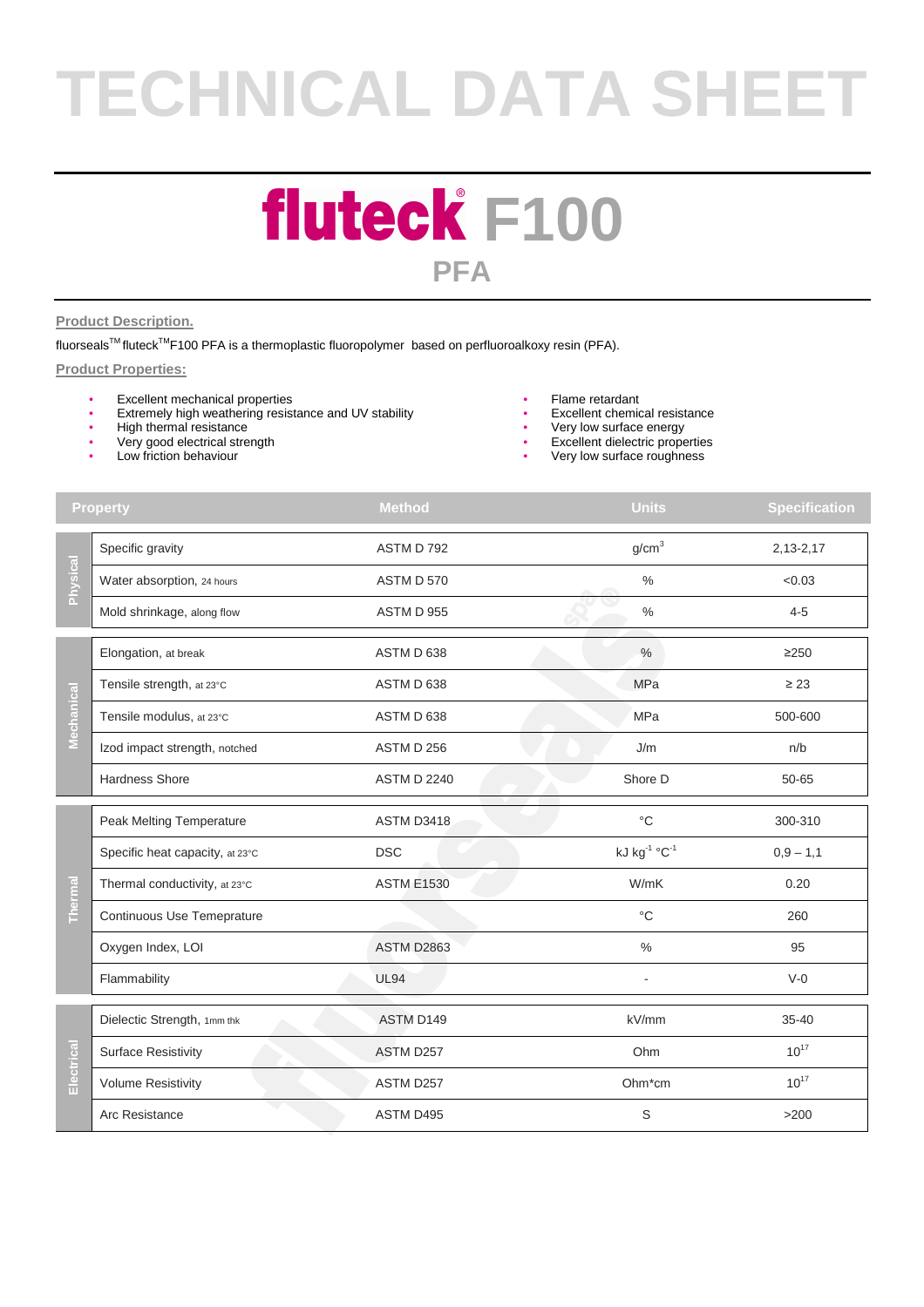# TECHNICAL DATA SHEET

# fluteck® F100

## PFA

**Product Description.**

fluorseals™ fluteck™F100 PFA is a thermoplastic fluoropolymer based on perfluoroalkoxy resin (PFA).

**Product Properties:**

- Excellent mechanical properties
- Extremely high weathering resistance and UV stability
- High thermal resistance
- Very good electrical strength
- Low friction behaviour
- Flame retardant
- Excellent chemical resistance
- Very low surface energy
- Excellent dielectric properties
- Very low surface roughness

| | Property | Method | Units | Specification |
|---|---|---|---|---|
| Physical | Specific gravity | ASTM D 792 | $g/cm^3$ | 2,13-2,17 |
| | Water absorption, 24 hours | ASTM D 570 | % | <0.03 |
| | Mold shrinkage, along flow | ASTM D 955 | % | 4-5 |
| Mechanical | Elongation, at break | ASTM D 638 | % | ≥250 |
| | Tensile strength, at 23°C | ASTM D 638 | MPa | ≥ 23 |
| | Tensile modulus, at 23°C | ASTM D 638 | MPa | 500-600 |
| | Izod impact strength, notched | ASTM D 256 | J/m | n/b |
| | Hardness Shore | ASTM D 2240 | Shore D | 50-65 |
| Thermal | Peak Melting Temperature | ASTM D3418 | °C | 300-310 |
| | Specific heat capacity, at 23°C | DSC | $kJ\ kg^{-1}\ °C^{-1}$ | 0,9 – 1,1 |
| | Thermal conductivity, at 23°C | ASTM E1530 | W/mK | 0.20 |
| | Continuous Use Temeprature | | °C | 260 |
| | Oxygen Index, LOI | ASTM D2863 | % | 95 |
| | Flammability | UL94 | - | V-0 |
| Electrical | Dielectic Strength, 1mm thk | ASTM D149 | kV/mm | 35-40 |
| | Surface Resistivity | ASTM D257 | Ohm | $10^{17}$ |
| | Volume Resistivity | ASTM D257 | Ohm*cm | $10^{17}$ |
| | Arc Resistance | ASTM D495 | S | >200 |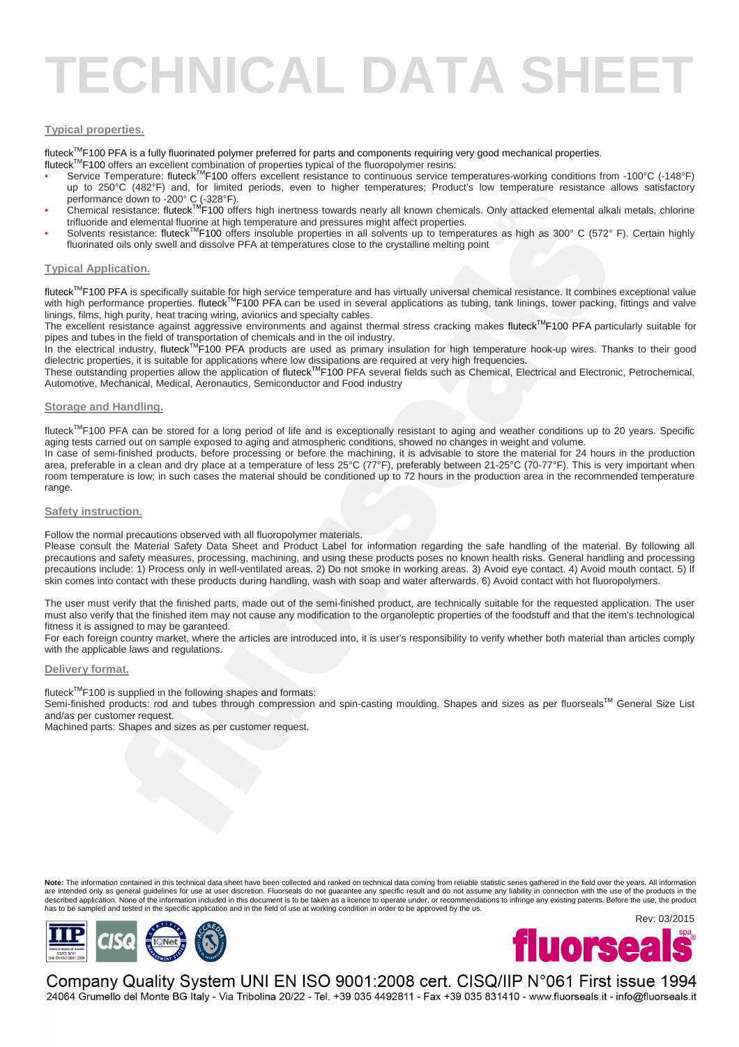# TECHNICAL DATA SHEET

## Typical properties.

fluteck™F100 PFA is a fully fluorinated polymer preferred for parts and components requiring very good mechanical properties.
fluteck™F100 offers an excellent combination of properties typical of the fluoropolymer resins:

- Service Temperature: fluteck™F100 offers excellent resistance to continuous service temperatures-working conditions from -100°C (-148°F) up to 250°C (482°F) and, for limited periods, even to higher temperatures; Product's low temperature resistance allows satisfactory performance down to -200° C (-328°F).
- Chemical resistance: fluteck™F100 offers high inertness towards nearly all known chemicals. Only attacked elemental alkali metals, chlorine trifluoride and elemental fluorine at high temperature and pressures might affect properties.
- Solvents resistance: fluteck™F100 offers insoluble properties in all solvents up to temperatures as high as 300° C (572° F). Certain highly fluorinated oils only swell and dissolve PFA at temperatures close to the crystalline melting point

## Typical Application.

fluteck™F100 PFA is specifically suitable for high service temperature and has virtually universal chemical resistance. It combines exceptional value with high performance properties. fluteck™F100 PFA can be used in several applications as tubing, tank linings, tower packing, fittings and valve linings, films, high purity, heat tracing wiring, avionics and specialty cables.
The excellent resistance against aggressive environments and against thermal stress cracking makes fluteck™F100 PFA particularly suitable for pipes and tubes in the field of transportation of chemicals and in the oil industry.
In the electrical industry, fluteck™F100 PFA products are used as primary insulation for high temperature hook-up wires. Thanks to their good dielectric properties, it is suitable for applications where low dissipations are required at very high frequencies.
These outstanding properties allow the application of fluteck™F100 PFA several fields such as Chemical, Electrical and Electronic, Petrochemical, Automotive, Mechanical, Medical, Aeronautics, Semiconductor and Food industry

## Storage and Handling.

fluteck™F100 PFA can be stored for a long period of life and is exceptionally resistant to aging and weather conditions up to 20 years. Specific aging tests carried out on sample exposed to aging and atmospheric conditions, showed no changes in weight and volume.
In case of semi-finished products, before processing or before the machining, it is advisable to store the material for 24 hours in the production area, preferable in a clean and dry place at a temperature of less 25°C (77°F), preferably between 21-25°C (70-77°F). This is very important when room temperature is low; in such cases the material should be conditioned up to 72 hours in the production area in the recommended temperature range.

## Safety instruction.

Follow the normal precautions observed with all fluoropolymer materials.
Please consult the Material Safety Data Sheet and Product Label for information regarding the safe handling of the material. By following all precautions and safety measures, processing, machining, and using these products poses no known health risks. General handling and processing precautions include: 1) Process only in well-ventilated areas. 2) Do not smoke in working areas. 3) Avoid eye contact. 4) Avoid mouth contact. 5) If skin comes into contact with these products during handling, wash with soap and water afterwards. 6) Avoid contact with hot fluoropolymers.

The user must verify that the finished parts, made out of the semi-finished product, are technically suitable for the requested application. The user must also verify that the finished item may not cause any modification to the organoleptic properties of the foodstuff and that the item's technological fitness it is assigned to may be garanteed.
For each foreign country market, where the articles are introduced into, it is user's responsibility to verify whether both material than articles comply with the applicable laws and regulations.

## Delivery format.

fluteck™F100 is supplied in the following shapes and formats:
Semi-finished products: rod and tubes through compression and spin-casting moulding. Shapes and sizes as per fluorseals™ General Size List and/as per customer request.
Machined parts: Shapes and sizes as per customer request.

**Note:** The information contained in this technical data sheet have been collected and ranked on technical data coming from reliable statistic series gathered in the field over the years. All information are intended only as general guidelines for use at user discretion. Fluorseals do not guarantee any specific result and do not assume any liability in connection with the use of the products in the described application. None of the information included in this document is to be taken as a licence to operate under, or recommendations to infringe any existing patents. Before the use, the product has to be sampled and tested in the specific application and in the field of use at working condition in order to be approved by the us.

Rev: 03/2015

fluorseals spa

Company Quality System UNI EN ISO 9001:2008 cert. CISQ/IIP N°061 First issue 1994
24064 Grumello del Monte BG Italy - Via Tribolina 20/22 - Tel. +39 035 4492811 - Fax +39 035 831410 - www.fluorseals.it - info@fluorseals.it